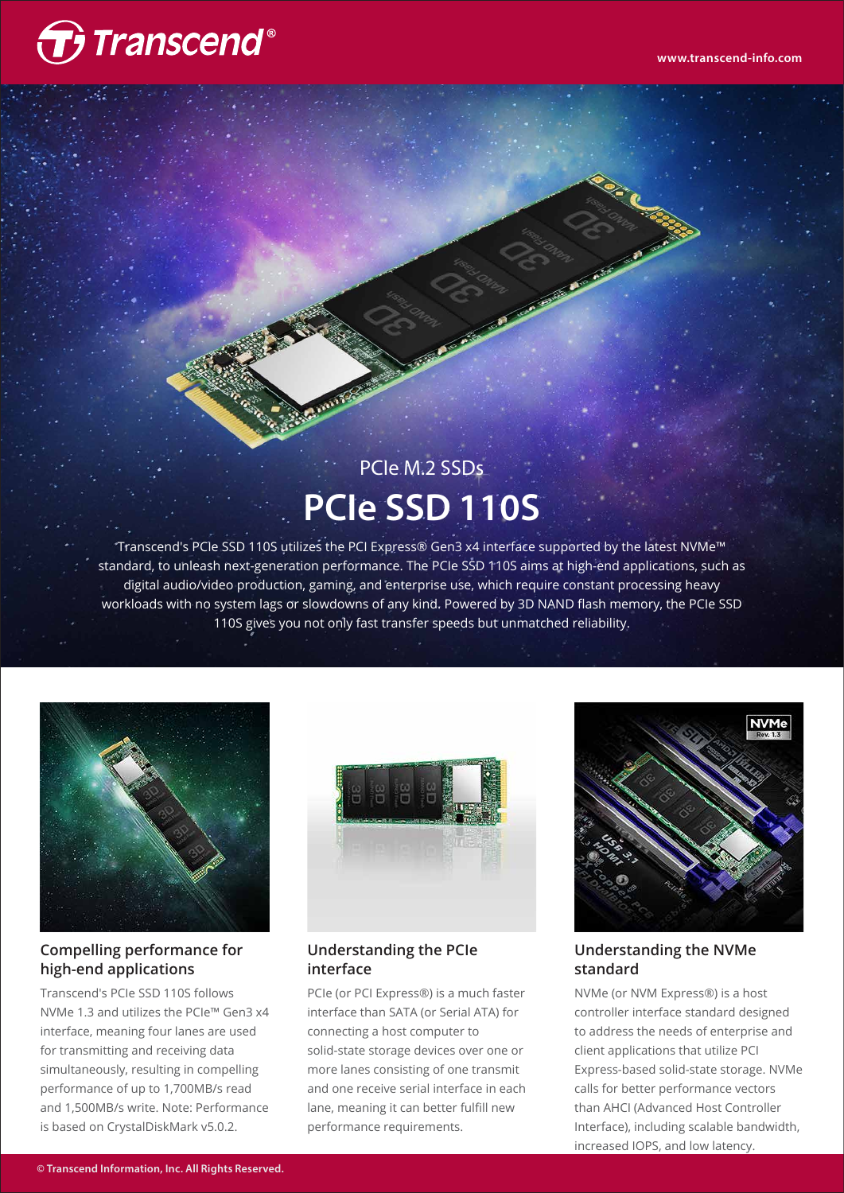# PCIe M.2 SSDs

# PCIe SSD 110S

Transcend's PCIe SSD 110S utilizes the PCI Express® Gen3 x4 interface supported by the latest NVMe™ standard, to unleash next-generation performance. The PCIe SSD 110S aims at high-end applications, such as digital audio/video production, gaming, and enterprise use, which require constant processing heavy workloads with no system lags or slowdowns of any kind. Powered by 3D NAND flash memory, the PCIe SSD 110S gives you not only fast transfer speeds but unmatched reliability.

## Compelling performance for high-end applications

Transcend's PCIe SSD 110S follows NVMe 1.3 and utilizes the PCIe™ Gen3 x4 interface, meaning four lanes are used for transmitting and receiving data simultaneously, resulting in compelling performance of up to 1,700MB/s read and 1,500MB/s write. Note: Performance is based on CrystalDiskMark v5.0.2.

## Understanding the PCIe interface

PCIe (or PCI Express®) is a much faster interface than SATA (or Serial ATA) for connecting a host computer to solid-state storage devices over one or more lanes consisting of one transmit and one receive serial interface in each lane, meaning it can better fulfill new performance requirements.

## Understanding the NVMe standard

NVMe (or NVM Express®) is a host controller interface standard designed to address the needs of enterprise and client applications that utilize PCI Express-based solid-state storage. NVMe calls for better performance vectors than AHCI (Advanced Host Controller Interface), including scalable bandwidth, increased IOPS, and low latency.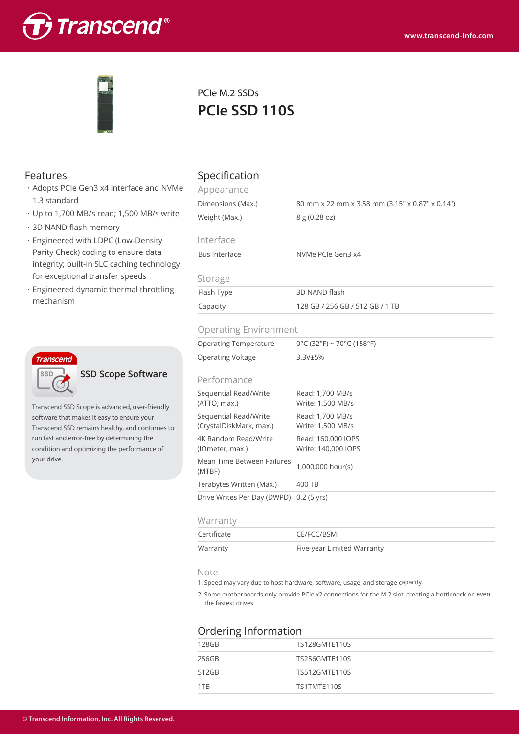# PCIe M.2 SSDs

## PCIe SSD 110S

## Features

- Adopts PCIe Gen3 x4 interface and NVMe 1.3 standard
- Up to 1,700 MB/s read; 1,500 MB/s write
- 3D NAND flash memory
- Engineered with LDPC (Low-Density Parity Check) coding to ensure data integrity; built-in SLC caching technology for exceptional transfer speeds
- Engineered dynamic thermal throttling mechanism

### SSD Scope Software

Transcend SSD Scope is advanced, user-friendly software that makes it easy to ensure your Transcend SSD remains healthy, and continues to run fast and error-free by determining the condition and optimizing the performance of your drive.

## Specification

### Appearance

| | |
|---|---|
| Dimensions (Max.) | 80 mm x 22 mm x 3.58 mm (3.15" x 0.87" x 0.14") |
| Weight (Max.) | 8 g (0.28 oz) |

### Interface

| | |
|---|---|
| Bus Interface | NVMe PCIe Gen3 x4 |

### Storage

| | |
|---|---|
| Flash Type | 3D NAND flash |
| Capacity | 128 GB / 256 GB / 512 GB / 1 TB |

### Operating Environment

| | |
|---|---|
| Operating Temperature | 0°C (32°F) ~ 70°C (158°F) |
| Operating Voltage | 3.3V±5% |

### Performance

| | |
|---|---|
| Sequential Read/Write (ATTO, max.) | Read: 1,700 MB/s<br>Write: 1,500 MB/s |
| Sequential Read/Write (CrystalDiskMark, max.) | Read: 1,700 MB/s<br>Write: 1,500 MB/s |
| 4K Random Read/Write (IOmeter, max.) | Read: 160,000 IOPS<br>Write: 140,000 IOPS |
| Mean Time Between Failures (MTBF) | 1,000,000 hour(s) |
| Terabytes Written (Max.) | 400 TB |
| Drive Writes Per Day (DWPD) | 0.2 (5 yrs) |

### Warranty

| | |
|---|---|
| Certificate | CE/FCC/BSMI |
| Warranty | Five-year Limited Warranty |

### Note

1. Speed may vary due to host hardware, software, usage, and storage capacity.
2. Some motherboards only provide PCIe x2 connections for the M.2 slot, creating a bottleneck on even the fastest drives.

## Ordering Information

| | |
|---|---|
| 128GB | TS128GMTE110S |
| 256GB | TS256GMTE110S |
| 512GB | TS512GMTE110S |
| 1TB | TS1TMTE110S |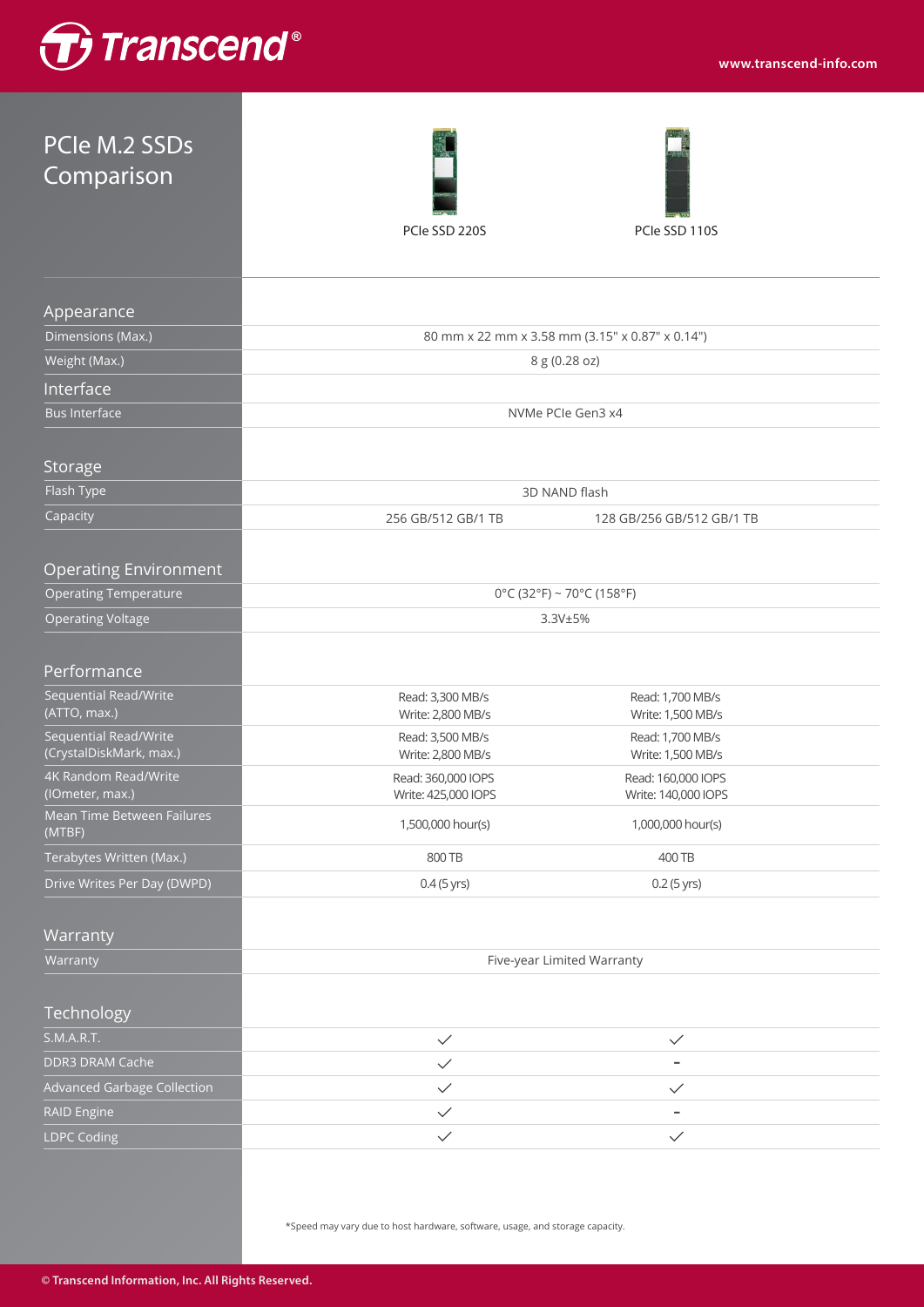# PCIe M.2 SSDs Comparison

| | PCIe SSD 220S | PCIe SSD 110S |
|---|---|---|
| **Appearance** | | |
| Dimensions (Max.) | 80 mm x 22 mm x 3.58 mm (3.15" x 0.87" x 0.14") | 80 mm x 22 mm x 3.58 mm (3.15" x 0.87" x 0.14") |
| Weight (Max.) | 8 g (0.28 oz) | 8 g (0.28 oz) |
| **Interface** | | |
| Bus Interface | NVMe PCIe Gen3 x4 | NVMe PCIe Gen3 x4 |
| **Storage** | | |
| Flash Type | 3D NAND flash | 3D NAND flash |
| Capacity | 256 GB/512 GB/1 TB | 128 GB/256 GB/512 GB/1 TB |
| **Operating Environment** | | |
| Operating Temperature | 0°C (32°F) ~ 70°C (158°F) | 0°C (32°F) ~ 70°C (158°F) |
| Operating Voltage | 3.3V±5% | 3.3V±5% |
| **Performance** | | |
| Sequential Read/Write (ATTO, max.) | Read: 3,300 MB/s<br>Write: 2,800 MB/s | Read: 1,700 MB/s<br>Write: 1,500 MB/s |
| Sequential Read/Write (CrystalDiskMark, max.) | Read: 3,500 MB/s<br>Write: 2,800 MB/s | Read: 1,700 MB/s<br>Write: 1,500 MB/s |
| 4K Random Read/Write (IOmeter, max.) | Read: 360,000 IOPS<br>Write: 425,000 IOPS | Read: 160,000 IOPS<br>Write: 140,000 IOPS |
| Mean Time Between Failures (MTBF) | 1,500,000 hour(s) | 1,000,000 hour(s) |
| Terabytes Written (Max.) | 800 TB | 400 TB |
| Drive Writes Per Day (DWPD) | 0.4 (5 yrs) | 0.2 (5 yrs) |
| **Warranty** | | |
| Warranty | Five-year Limited Warranty | Five-year Limited Warranty |
| **Technology** | | |
| S.M.A.R.T. | ✓ | ✓ |
| DDR3 DRAM Cache | ✓ | - |
| Advanced Garbage Collection | ✓ | ✓ |
| RAID Engine | ✓ | - |
| LDPC Coding | ✓ | ✓ |

*Speed may vary due to host hardware, software, usage, and storage capacity.